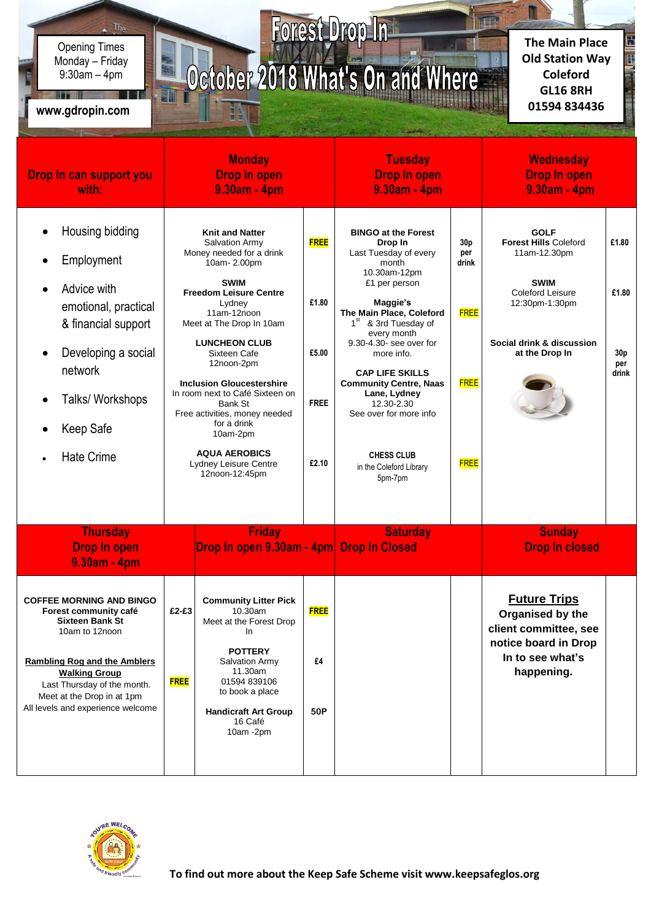# Forest Drop In

## October 2018 What's On and Where

Opening Times
Monday – Friday
9:30am – 4pm

www.gdropin.com

**The Main Place**
**Old Station Way**
**Coleford**
**GL16 8RH**
**01594 834436**

| Drop In can support you with: | Monday Drop In open 9.30am - 4pm | | Tuesday Drop In open 9.30am - 4pm | | Wednesday Drop In open 9.30am - 4pm | |
|---|---|---|---|---|---|---|
| • Housing bidding<br>• Employment<br>• Advice with emotional, practical & financial support<br>• Developing a social network<br>• Talks/ Workshops<br>• Keep Safe<br>• Hate Crime | **Knit and Natter**<br>Salvation Army<br>Money needed for a drink<br>10am- 2.00pm | FREE | **BINGO at the Forest Drop In**<br>Last Tuesday of every month<br>10.30am-12pm<br>£1 per person | 30p per drink | **GOLF**<br>**Forest Hills** Coleford<br>11am-12.30pm | £1.80 |
| | **SWIM**<br>**Freedom Leisure Centre**<br>Lydney<br>11am-12noon<br>Meet at The Drop In 10am | £1.80 | **Maggie's**<br>**The Main Place, Coleford**<br>1st & 3rd Tuesday of every month<br>9.30-4.30- see over for more info. | FREE | **SWIM**<br>Coleford Leisure<br>12:30pm-1:30pm | £1.80 |
| | **LUNCHEON CLUB**<br>Sixteen Cafe<br>12noon-2pm | £5.00 | **CAP LIFE SKILLS**<br>**Community Centre, Naas Lane, Lydney**<br>12.30-2.30<br>See over for more info | FREE | **Social drink & discussion at the Drop In** | 30p per drink |
| | **Inclusion Gloucestershire**<br>In room next to Café Sixteen on Bank St<br>Free activities, money needed for a drink<br>10am-2pm | FREE | | | | |
| | **AQUA AEROBICS**<br>Lydney Leisure Centre<br>12noon-12:45pm | £2.10 | **CHESS CLUB**<br>in the Coleford Library<br>5pm-7pm | FREE | | |

| Thursday Drop In open 9.30am - 4pm | | Friday Drop In open 9.30am - 4pm | | Saturday Drop In Closed | | Sunday Drop In closed | |
|---|---|---|---|---|---|---|---|
| **COFFEE MORNING AND BINGO**<br>**Forest community café**<br>**Sixteen Bank St**<br>10am to 12noon | £2-£3 | **Community Litter Pick**<br>10.30am<br>Meet at the Forest Drop In | FREE | | | **Future Trips**<br>**Organised by the client committee, see notice board in Drop In to see what's happening.** | |
| **Rambling Rog and the Amblers Walking Group**<br>Last Thursday of the month.<br>Meet at the Drop in at 1pm<br>All levels and experience welcome | FREE | **POTTERY**<br>Salvation Army<br>11.30am<br>01594 839106<br>to book a place | £4 | | | | |
| | | **Handicraft Art Group**<br>16 Café<br>10am -2pm | 50P | | | | |

**To find out more about the Keep Safe Scheme visit www.keepsafeglos.org**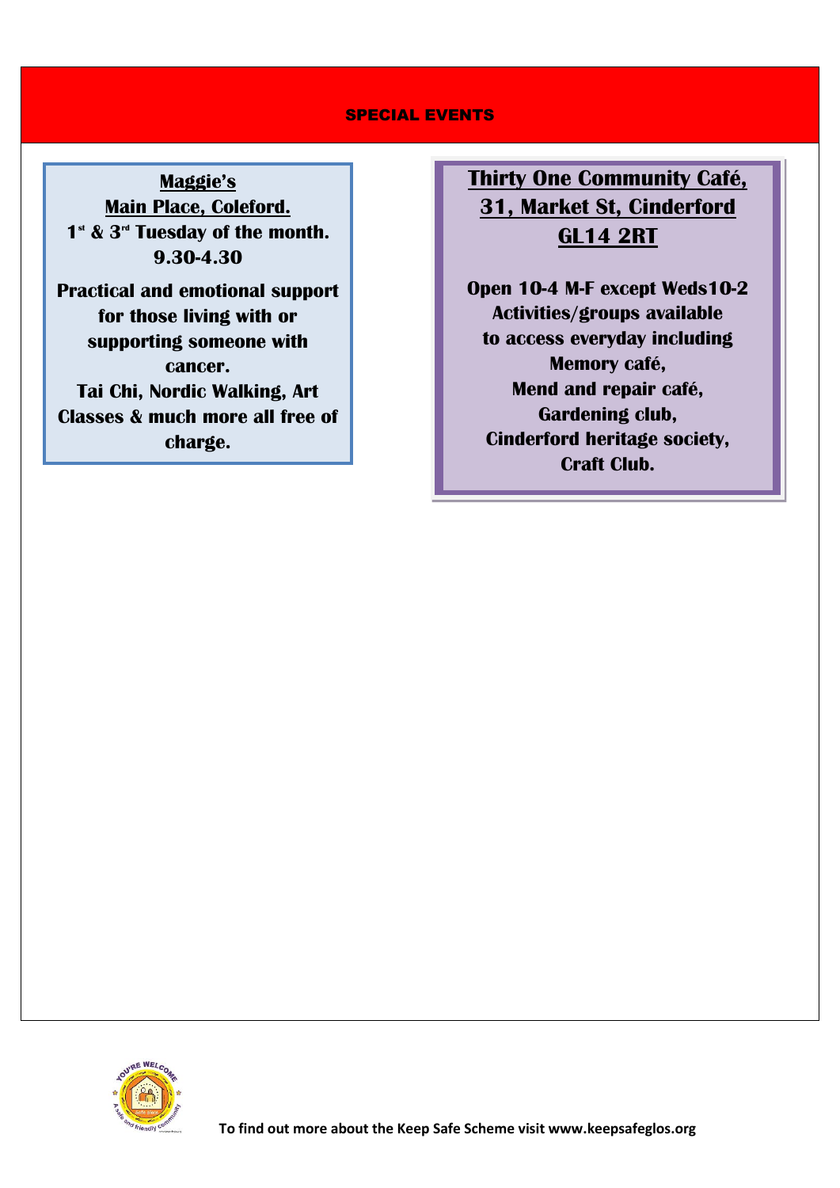## SPECIAL EVENTS

**Maggie's**

**Main Place, Coleford.**

**1st & 3rd Tuesday of the month.**

**9.30-4.30**

**Practical and emotional support for those living with or supporting someone with cancer.**

**Tai Chi, Nordic Walking, Art Classes & much more all free of charge.**

**Thirty One Community Café,**

**31, Market St, Cinderford**

**GL14 2RT**

**Open 10-4 M-F except Weds10-2**

**Activities/groups available to access everyday including**

**Memory café,**

**Mend and repair café,**

**Gardening club,**

**Cinderford heritage society,**

**Craft Club.**

**To find out more about the Keep Safe Scheme visit www.keepsafeglos.org**